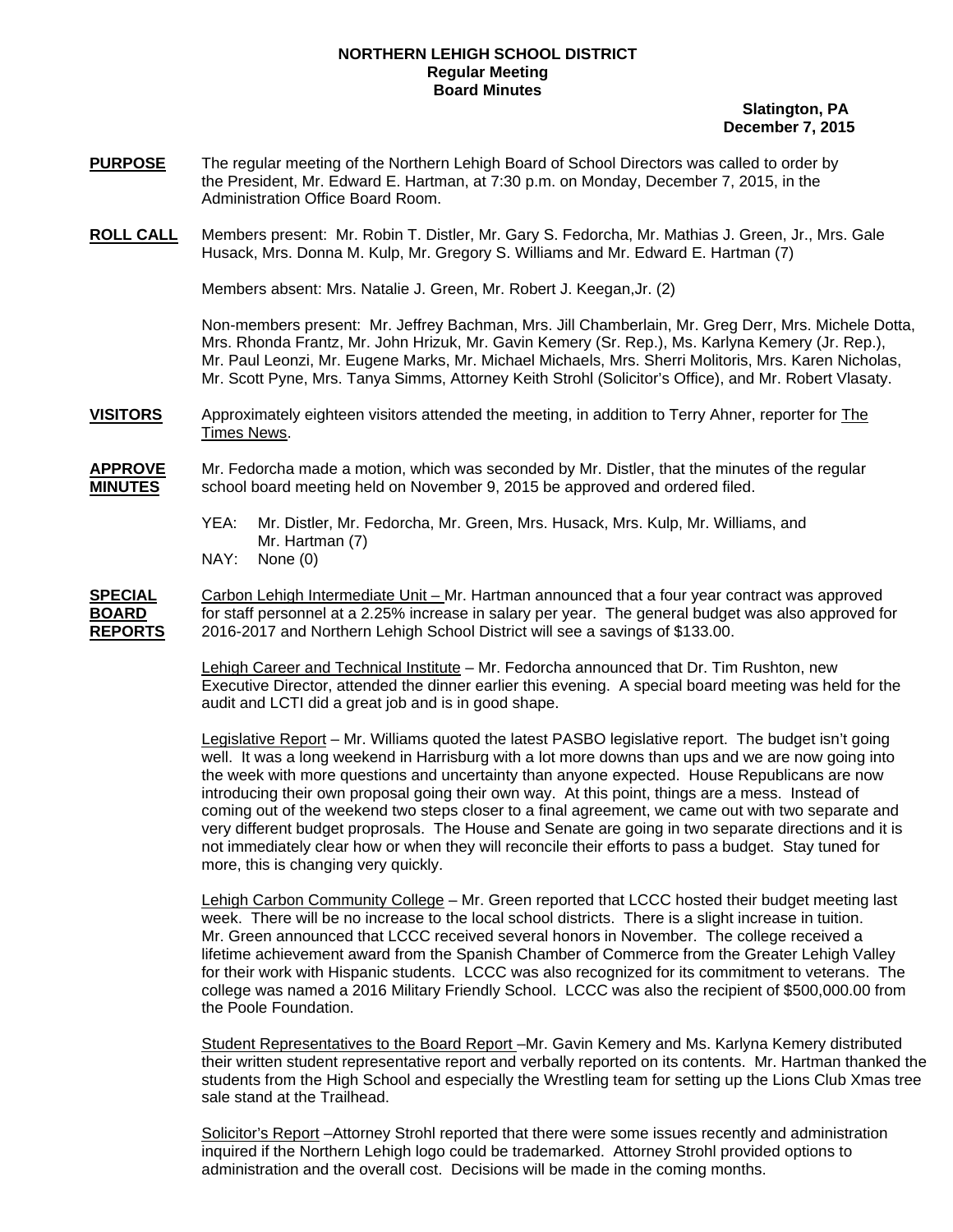# NORTHERN LEHIGH SCHOOL DISTRICT
## Regular Meeting
## Board Minutes

**Slatington, PA**
**December 7, 2015**

**PURPOSE** The regular meeting of the Northern Lehigh Board of School Directors was called to order by the President, Mr. Edward E. Hartman, at 7:30 p.m. on Monday, December 7, 2015, in the Administration Office Board Room.

**ROLL CALL** Members present: Mr. Robin T. Distler, Mr. Gary S. Fedorcha, Mr. Mathias J. Green, Jr., Mrs. Gale Husack, Mrs. Donna M. Kulp, Mr. Gregory S. Williams and Mr. Edward E. Hartman (7)

Members absent: Mrs. Natalie J. Green, Mr. Robert J. Keegan,Jr. (2)

Non-members present: Mr. Jeffrey Bachman, Mrs. Jill Chamberlain, Mr. Greg Derr, Mrs. Michele Dotta, Mrs. Rhonda Frantz, Mr. John Hrizuk, Mr. Gavin Kemery (Sr. Rep.), Ms. Karlyna Kemery (Jr. Rep.), Mr. Paul Leonzi, Mr. Eugene Marks, Mr. Michael Michaels, Mrs. Sherri Molitoris, Mrs. Karen Nicholas, Mr. Scott Pyne, Mrs. Tanya Simms, Attorney Keith Strohl (Solicitor's Office), and Mr. Robert Vlasaty.

**VISITORS** Approximately eighteen visitors attended the meeting, in addition to Terry Ahner, reporter for The Times News.

**APPROVE MINUTES** Mr. Fedorcha made a motion, which was seconded by Mr. Distler, that the minutes of the regular school board meeting held on November 9, 2015 be approved and ordered filed.

YEA: Mr. Distler, Mr. Fedorcha, Mr. Green, Mrs. Husack, Mrs. Kulp, Mr. Williams, and Mr. Hartman (7)
NAY: None (0)

**SPECIAL BOARD REPORTS** Carbon Lehigh Intermediate Unit – Mr. Hartman announced that a four year contract was approved for staff personnel at a 2.25% increase in salary per year. The general budget was also approved for 2016-2017 and Northern Lehigh School District will see a savings of $133.00.

Lehigh Career and Technical Institute – Mr. Fedorcha announced that Dr. Tim Rushton, new Executive Director, attended the dinner earlier this evening. A special board meeting was held for the audit and LCTI did a great job and is in good shape.

Legislative Report – Mr. Williams quoted the latest PASBO legislative report. The budget isn't going well. It was a long weekend in Harrisburg with a lot more downs than ups and we are now going into the week with more questions and uncertainty than anyone expected. House Republicans are now introducing their own proposal going their own way. At this point, things are a mess. Instead of coming out of the weekend two steps closer to a final agreement, we came out with two separate and very different budget proprosals. The House and Senate are going in two separate directions and it is not immediately clear how or when they will reconcile their efforts to pass a budget. Stay tuned for more, this is changing very quickly.

Lehigh Carbon Community College – Mr. Green reported that LCCC hosted their budget meeting last week. There will be no increase to the local school districts. There is a slight increase in tuition. Mr. Green announced that LCCC received several honors in November. The college received a lifetime achievement award from the Spanish Chamber of Commerce from the Greater Lehigh Valley for their work with Hispanic students. LCCC was also recognized for its commitment to veterans. The college was named a 2016 Military Friendly School. LCCC was also the recipient of $500,000.00 from the Poole Foundation.

Student Representatives to the Board Report –Mr. Gavin Kemery and Ms. Karlyna Kemery distributed their written student representative report and verbally reported on its contents. Mr. Hartman thanked the students from the High School and especially the Wrestling team for setting up the Lions Club Xmas tree sale stand at the Trailhead.

Solicitor's Report –Attorney Strohl reported that there were some issues recently and administration inquired if the Northern Lehigh logo could be trademarked. Attorney Strohl provided options to administration and the overall cost. Decisions will be made in the coming months.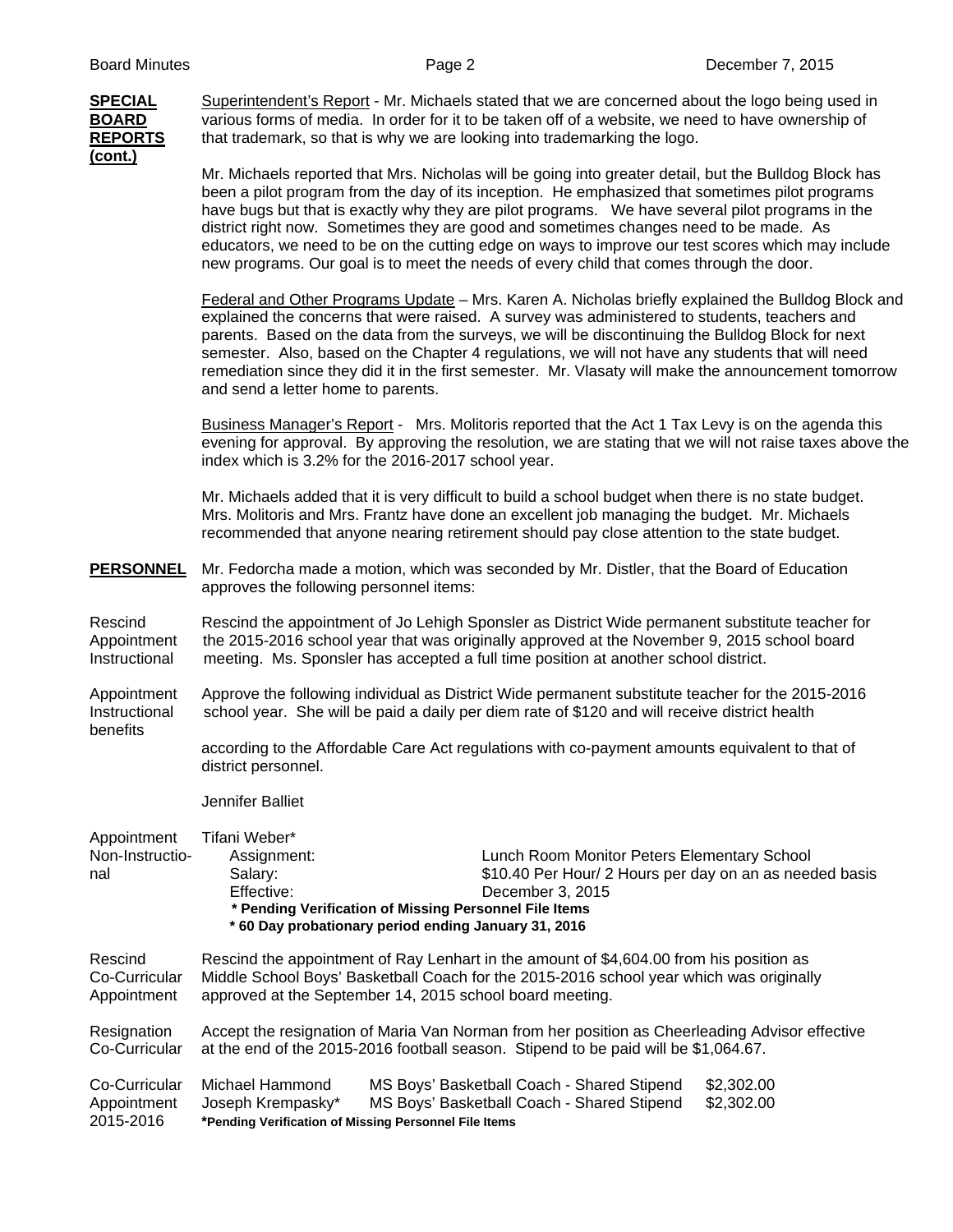**SPECIAL BOARD REPORTS (cont.)**

Superintendent's Report - Mr. Michaels stated that we are concerned about the logo being used in various forms of media. In order for it to be taken off of a website, we need to have ownership of that trademark, so that is why we are looking into trademarking the logo.

Mr. Michaels reported that Mrs. Nicholas will be going into greater detail, but the Bulldog Block has been a pilot program from the day of its inception. He emphasized that sometimes pilot programs have bugs but that is exactly why they are pilot programs. We have several pilot programs in the district right now. Sometimes they are good and sometimes changes need to be made. As educators, we need to be on the cutting edge on ways to improve our test scores which may include new programs. Our goal is to meet the needs of every child that comes through the door.

Federal and Other Programs Update – Mrs. Karen A. Nicholas briefly explained the Bulldog Block and explained the concerns that were raised. A survey was administered to students, teachers and parents. Based on the data from the surveys, we will be discontinuing the Bulldog Block for next semester. Also, based on the Chapter 4 regulations, we will not have any students that will need remediation since they did it in the first semester. Mr. Vlasaty will make the announcement tomorrow and send a letter home to parents.

Business Manager's Report - Mrs. Molitoris reported that the Act 1 Tax Levy is on the agenda this evening for approval. By approving the resolution, we are stating that we will not raise taxes above the index which is 3.2% for the 2016-2017 school year.

Mr. Michaels added that it is very difficult to build a school budget when there is no state budget. Mrs. Molitoris and Mrs. Frantz have done an excellent job managing the budget. Mr. Michaels recommended that anyone nearing retirement should pay close attention to the state budget.

**PERSONNEL**

Mr. Fedorcha made a motion, which was seconded by Mr. Distler, that the Board of Education approves the following personnel items:

Rescind Appointment Instructional

Rescind the appointment of Jo Lehigh Sponsler as District Wide permanent substitute teacher for the 2015-2016 school year that was originally approved at the November 9, 2015 school board meeting. Ms. Sponsler has accepted a full time position at another school district.

Appointment Instructional benefits

Approve the following individual as District Wide permanent substitute teacher for the 2015-2016 school year. She will be paid a daily per diem rate of $120 and will receive district health according to the Affordable Care Act regulations with co-payment amounts equivalent to that of district personnel.

Jennifer Balliet

Appointment Non-Instructional

Tifani Weber*

| | |
|---|---|
| Assignment: | Lunch Room Monitor Peters Elementary School |
| Salary: | $10.40 Per Hour/ 2 Hours per day on an as needed basis |
| Effective: | December 3, 2015 |

**\* Pending Verification of Missing Personnel File Items**
**\* 60 Day probationary period ending January 31, 2016**

Rescind Co-Curricular Appointment

Rescind the appointment of Ray Lenhart in the amount of $4,604.00 from his position as Middle School Boys' Basketball Coach for the 2015-2016 school year which was originally approved at the September 14, 2015 school board meeting.

Resignation Co-Curricular

Accept the resignation of Maria Van Norman from her position as Cheerleading Advisor effective at the end of the 2015-2016 football season. Stipend to be paid will be $1,064.67.

Co-Curricular Appointment 2015-2016

| | | |
|---|---|---|
| Michael Hammond | MS Boys' Basketball Coach - Shared Stipend | $2,302.00 |
| Joseph Krempasky* | MS Boys' Basketball Coach - Shared Stipend | $2,302.00 |

**\*Pending Verification of Missing Personnel File Items**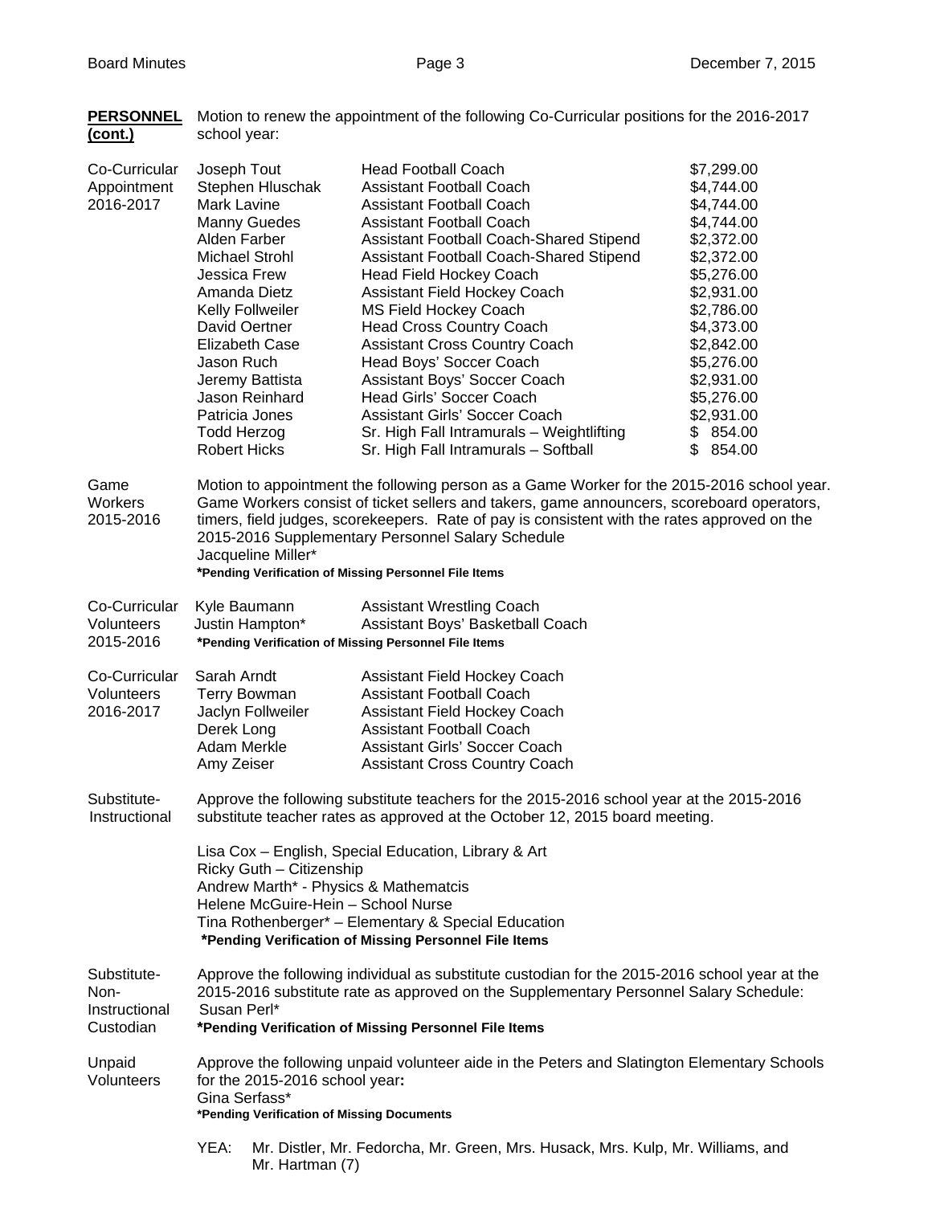**PERSONNEL (cont.)**

Motion to renew the appointment of the following Co-Curricular positions for the 2016-2017 school year:

Co-Curricular Appointment 2016-2017

| Name | Position | Amount |
|---|---|---|
| Joseph Tout | Head Football Coach | $7,299.00 |
| Stephen Hluschak | Assistant Football Coach | $4,744.00 |
| Mark Lavine | Assistant Football Coach | $4,744.00 |
| Manny Guedes | Assistant Football Coach | $4,744.00 |
| Alden Farber | Assistant Football Coach-Shared Stipend | $2,372.00 |
| Michael Strohl | Assistant Football Coach-Shared Stipend | $2,372.00 |
| Jessica Frew | Head Field Hockey Coach | $5,276.00 |
| Amanda Dietz | Assistant Field Hockey Coach | $2,931.00 |
| Kelly Follweiler | MS Field Hockey Coach | $2,786.00 |
| David Oertner | Head Cross Country Coach | $4,373.00 |
| Elizabeth Case | Assistant Cross Country Coach | $2,842.00 |
| Jason Ruch | Head Boys' Soccer Coach | $5,276.00 |
| Jeremy Battista | Assistant Boys' Soccer Coach | $2,931.00 |
| Jason Reinhard | Head Girls' Soccer Coach | $5,276.00 |
| Patricia Jones | Assistant Girls' Soccer Coach | $2,931.00 |
| Todd Herzog | Sr. High Fall Intramurals – Weightlifting | $ 854.00 |
| Robert Hicks | Sr. High Fall Intramurals – Softball | $ 854.00 |

Game Workers 2015-2016

Motion to appointment the following person as a Game Worker for the 2015-2016 school year. Game Workers consist of ticket sellers and takers, game announcers, scoreboard operators, timers, field judges, scorekeepers. Rate of pay is consistent with the rates approved on the 2015-2016 Supplementary Personnel Salary Schedule

Jacqueline Miller*

**\*Pending Verification of Missing Personnel File Items**

Co-Curricular Volunteers 2015-2016

| Name | Position |
|---|---|
| Kyle Baumann | Assistant Wrestling Coach |
| Justin Hampton* | Assistant Boys' Basketball Coach |

**\*Pending Verification of Missing Personnel File Items**

Co-Curricular Volunteers 2016-2017

| Name | Position |
|---|---|
| Sarah Arndt | Assistant Field Hockey Coach |
| Terry Bowman | Assistant Football Coach |
| Jaclyn Follweiler | Assistant Field Hockey Coach |
| Derek Long | Assistant Football Coach |
| Adam Merkle | Assistant Girls' Soccer Coach |
| Amy Zeiser | Assistant Cross Country Coach |

Substitute-Instructional

Approve the following substitute teachers for the 2015-2016 school year at the 2015-2016 substitute teacher rates as approved at the October 12, 2015 board meeting.

Lisa Cox – English, Special Education, Library & Art
Ricky Guth – Citizenship
Andrew Marth* - Physics & Mathematcis
Helene McGuire-Hein – School Nurse
Tina Rothenberger* – Elementary & Special Education
**\*Pending Verification of Missing Personnel File Items**

Substitute-Non-Instructional Custodian

Approve the following individual as substitute custodian for the 2015-2016 school year at the 2015-2016 substitute rate as approved on the Supplementary Personnel Salary Schedule:
Susan Perl*
**\*Pending Verification of Missing Personnel File Items**

Unpaid Volunteers

Approve the following unpaid volunteer aide in the Peters and Slatington Elementary Schools for the 2015-2016 school year**:**
Gina Serfass*
**\*Pending Verification of Missing Documents**

YEA: Mr. Distler, Mr. Fedorcha, Mr. Green, Mrs. Husack, Mrs. Kulp, Mr. Williams, and Mr. Hartman (7)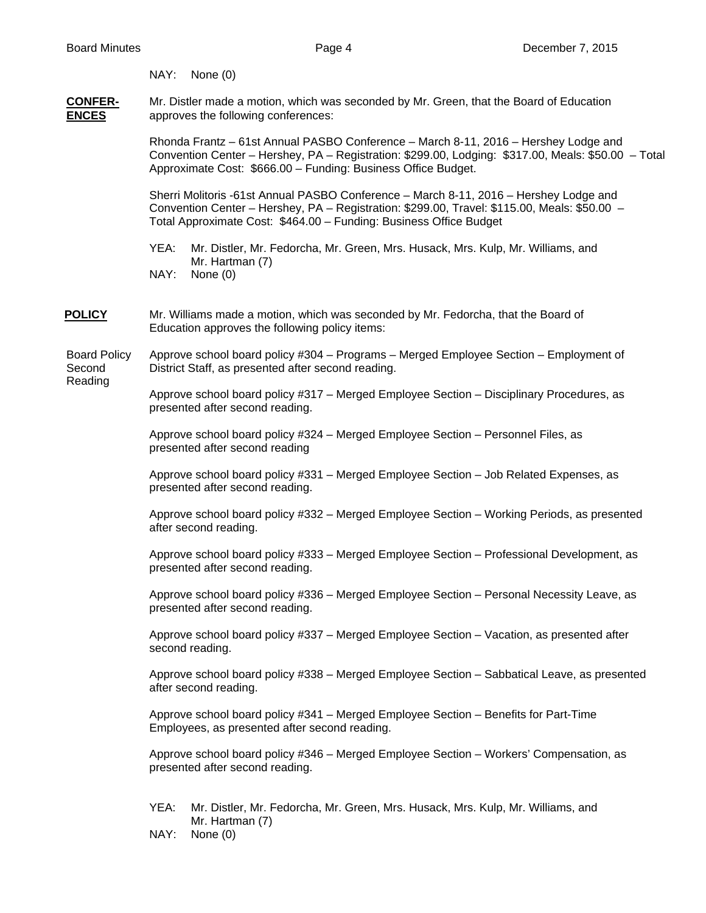NAY: None (0)

**CONFERENCES**

Mr. Distler made a motion, which was seconded by Mr. Green, that the Board of Education approves the following conferences:

Rhonda Frantz – 61st Annual PASBO Conference – March 8-11, 2016 – Hershey Lodge and Convention Center – Hershey, PA – Registration: $299.00, Lodging: $317.00, Meals: $50.00 – Total Approximate Cost: $666.00 – Funding: Business Office Budget.

Sherri Molitoris -61st Annual PASBO Conference – March 8-11, 2016 – Hershey Lodge and Convention Center – Hershey, PA – Registration: $299.00, Travel: $115.00, Meals: $50.00 – Total Approximate Cost: $464.00 – Funding: Business Office Budget

YEA: Mr. Distler, Mr. Fedorcha, Mr. Green, Mrs. Husack, Mrs. Kulp, Mr. Williams, and Mr. Hartman (7)
NAY: None (0)

**POLICY**

Mr. Williams made a motion, which was seconded by Mr. Fedorcha, that the Board of Education approves the following policy items:

Board Policy Second Reading

Approve school board policy #304 – Programs – Merged Employee Section – Employment of District Staff, as presented after second reading.

Approve school board policy #317 – Merged Employee Section – Disciplinary Procedures, as presented after second reading.

Approve school board policy #324 – Merged Employee Section – Personnel Files, as presented after second reading

Approve school board policy #331 – Merged Employee Section – Job Related Expenses, as presented after second reading.

Approve school board policy #332 – Merged Employee Section – Working Periods, as presented after second reading.

Approve school board policy #333 – Merged Employee Section – Professional Development, as presented after second reading.

Approve school board policy #336 – Merged Employee Section – Personal Necessity Leave, as presented after second reading.

Approve school board policy #337 – Merged Employee Section – Vacation, as presented after second reading.

Approve school board policy #338 – Merged Employee Section – Sabbatical Leave, as presented after second reading.

Approve school board policy #341 – Merged Employee Section – Benefits for Part-Time Employees, as presented after second reading.

Approve school board policy #346 – Merged Employee Section – Workers' Compensation, as presented after second reading.

YEA: Mr. Distler, Mr. Fedorcha, Mr. Green, Mrs. Husack, Mrs. Kulp, Mr. Williams, and Mr. Hartman (7)
NAY: None (0)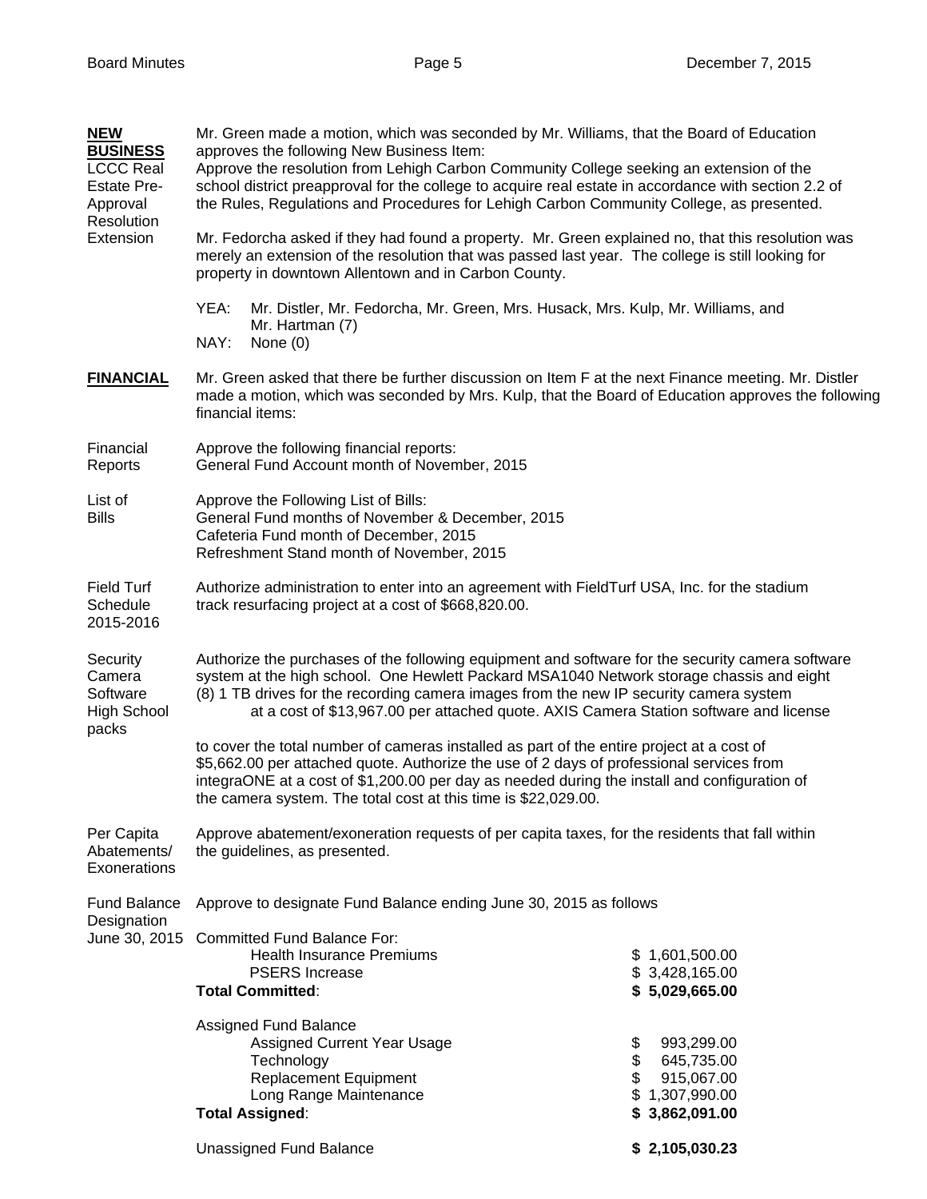**NEW BUSINESS**

**LCCC Real Estate Pre-Approval Resolution Extension**

Mr. Green made a motion, which was seconded by Mr. Williams, that the Board of Education approves the following New Business Item:
Approve the resolution from Lehigh Carbon Community College seeking an extension of the school district preapproval for the college to acquire real estate in accordance with section 2.2 of the Rules, Regulations and Procedures for Lehigh Carbon Community College, as presented.

Mr. Fedorcha asked if they had found a property. Mr. Green explained no, that this resolution was merely an extension of the resolution that was passed last year. The college is still looking for property in downtown Allentown and in Carbon County.

YEA: Mr. Distler, Mr. Fedorcha, Mr. Green, Mrs. Husack, Mrs. Kulp, Mr. Williams, and Mr. Hartman (7)
NAY: None (0)

**FINANCIAL**

Mr. Green asked that there be further discussion on Item F at the next Finance meeting. Mr. Distler made a motion, which was seconded by Mrs. Kulp, that the Board of Education approves the following financial items:

**Financial Reports**

Approve the following financial reports:
General Fund Account month of November, 2015

**List of Bills**

Approve the Following List of Bills:
General Fund months of November & December, 2015
Cafeteria Fund month of December, 2015
Refreshment Stand month of November, 2015

**Field Turf Schedule 2015-2016**

Authorize administration to enter into an agreement with FieldTurf USA, Inc. for the stadium track resurfacing project at a cost of $668,820.00.

**Security Camera Software High School packs**

Authorize the purchases of the following equipment and software for the security camera software system at the high school. One Hewlett Packard MSA1040 Network storage chassis and eight (8) 1 TB drives for the recording camera images from the new IP security camera system at a cost of $13,967.00 per attached quote. AXIS Camera Station software and license to cover the total number of cameras installed as part of the entire project at a cost of $5,662.00 per attached quote. Authorize the use of 2 days of professional services from integraONE at a cost of $1,200.00 per day as needed during the install and configuration of the camera system. The total cost at this time is $22,029.00.

**Per Capita Abatements/ Exonerations**

Approve abatement/exoneration requests of per capita taxes, for the residents that fall within the guidelines, as presented.

**Fund Balance Designation June 30, 2015**

Approve to designate Fund Balance ending June 30, 2015 as follows

| | |
|---|---|
| Committed Fund Balance For: | |
| Health Insurance Premiums | $ 1,601,500.00 |
| PSERS Increase | $ 3,428,165.00 |
| **Total Committed**: | **$ 5,029,665.00** |
| | |
| Assigned Fund Balance | |
| Assigned Current Year Usage | $ 993,299.00 |
| Technology | $ 645,735.00 |
| Replacement Equipment | $ 915,067.00 |
| Long Range Maintenance | $ 1,307,990.00 |
| **Total Assigned**: | **$ 3,862,091.00** |
| | |
| Unassigned Fund Balance | **$ 2,105,030.23** |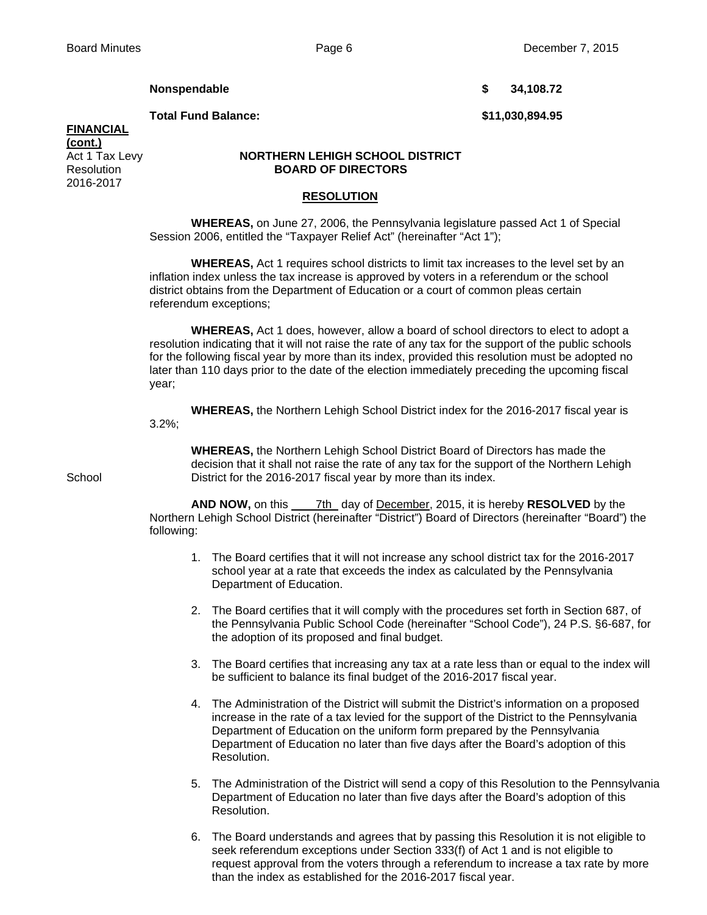| | |
|---|---|
| **Nonspendable** | **$ 34,108.72** |
| **Total Fund Balance:** | **$11,030,894.95** |

**FINANCIAL (cont.)**

Act 1 Tax Levy Resolution 2016-2017

**NORTHERN LEHIGH SCHOOL DISTRICT**
**BOARD OF DIRECTORS**

**RESOLUTION**

**WHEREAS,** on June 27, 2006, the Pennsylvania legislature passed Act 1 of Special Session 2006, entitled the "Taxpayer Relief Act" (hereinafter "Act 1");

**WHEREAS,** Act 1 requires school districts to limit tax increases to the level set by an inflation index unless the tax increase is approved by voters in a referendum or the school district obtains from the Department of Education or a court of common pleas certain referendum exceptions;

**WHEREAS,** Act 1 does, however, allow a board of school directors to elect to adopt a resolution indicating that it will not raise the rate of any tax for the support of the public schools for the following fiscal year by more than its index, provided this resolution must be adopted no later than 110 days prior to the date of the election immediately preceding the upcoming fiscal year;

**WHEREAS,** the Northern Lehigh School District index for the 2016-2017 fiscal year is 3.2%;

**WHEREAS,** the Northern Lehigh School District Board of Directors has made the decision that it shall not raise the rate of any tax for the support of the Northern Lehigh School District for the 2016-2017 fiscal year by more than its index.

**AND NOW,** on this 7th day of December, 2015, it is hereby **RESOLVED** by the Northern Lehigh School District (hereinafter "District") Board of Directors (hereinafter "Board") the following:

1. The Board certifies that it will not increase any school district tax for the 2016-2017 school year at a rate that exceeds the index as calculated by the Pennsylvania Department of Education.
2. The Board certifies that it will comply with the procedures set forth in Section 687, of the Pennsylvania Public School Code (hereinafter "School Code"), 24 P.S. §6-687, for the adoption of its proposed and final budget.
3. The Board certifies that increasing any tax at a rate less than or equal to the index will be sufficient to balance its final budget of the 2016-2017 fiscal year.
4. The Administration of the District will submit the District's information on a proposed increase in the rate of a tax levied for the support of the District to the Pennsylvania Department of Education on the uniform form prepared by the Pennsylvania Department of Education no later than five days after the Board's adoption of this Resolution.
5. The Administration of the District will send a copy of this Resolution to the Pennsylvania Department of Education no later than five days after the Board's adoption of this Resolution.
6. The Board understands and agrees that by passing this Resolution it is not eligible to seek referendum exceptions under Section 333(f) of Act 1 and is not eligible to request approval from the voters through a referendum to increase a tax rate by more than the index as established for the 2016-2017 fiscal year.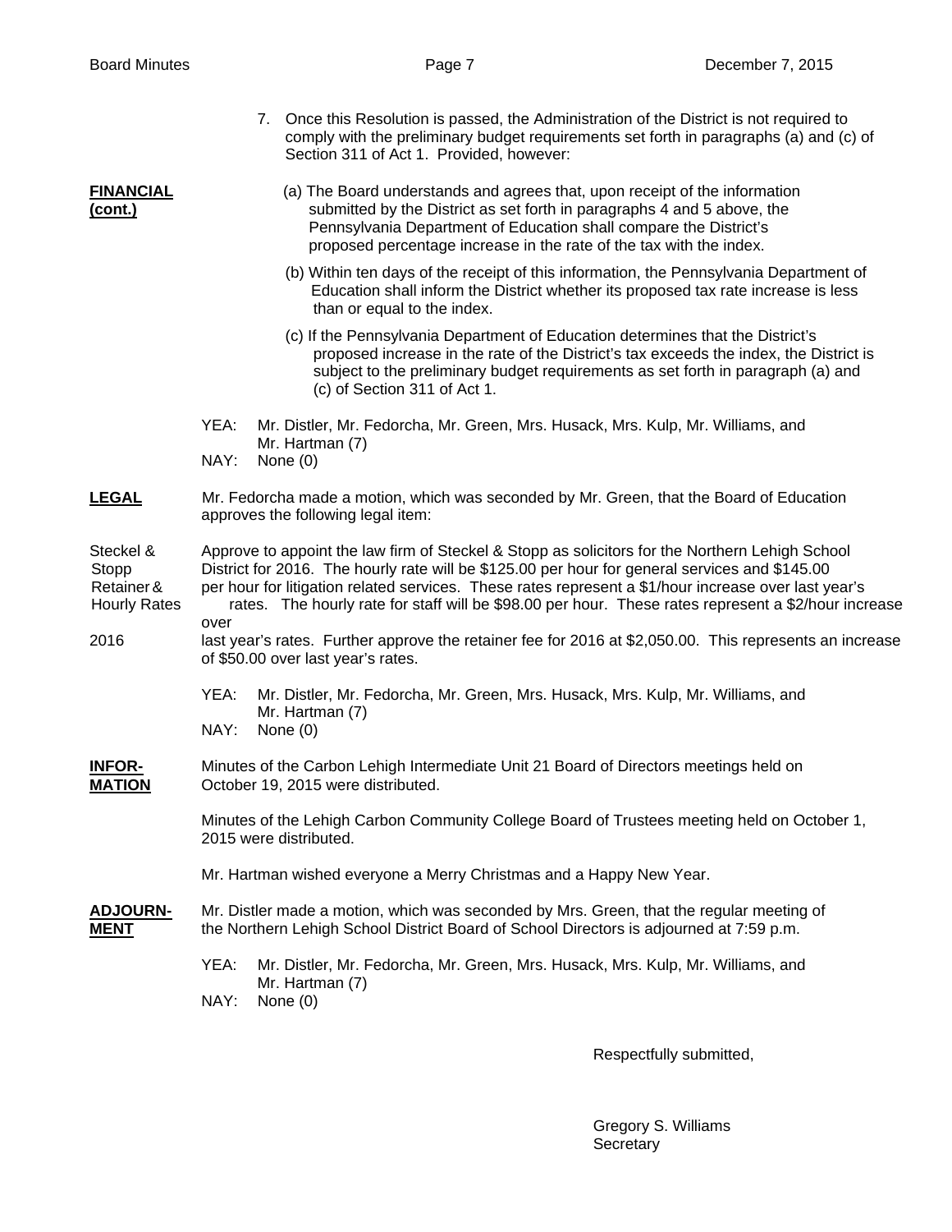7. Once this Resolution is passed, the Administration of the District is not required to comply with the preliminary budget requirements set forth in paragraphs (a) and (c) of Section 311 of Act 1. Provided, however:

**FINANCIAL (cont.)**

(a) The Board understands and agrees that, upon receipt of the information submitted by the District as set forth in paragraphs 4 and 5 above, the Pennsylvania Department of Education shall compare the District's proposed percentage increase in the rate of the tax with the index.

(b) Within ten days of the receipt of this information, the Pennsylvania Department of Education shall inform the District whether its proposed tax rate increase is less than or equal to the index.

(c) If the Pennsylvania Department of Education determines that the District's proposed increase in the rate of the District's tax exceeds the index, the District is subject to the preliminary budget requirements as set forth in paragraph (a) and (c) of Section 311 of Act 1.

YEA: Mr. Distler, Mr. Fedorcha, Mr. Green, Mrs. Husack, Mrs. Kulp, Mr. Williams, and Mr. Hartman (7)
NAY: None (0)

**LEGAL**

Mr. Fedorcha made a motion, which was seconded by Mr. Green, that the Board of Education approves the following legal item:

Steckel & Stopp Retainer & Hourly Rates 2016

Approve to appoint the law firm of Steckel & Stopp as solicitors for the Northern Lehigh School District for 2016. The hourly rate will be $125.00 per hour for general services and $145.00 per hour for litigation related services. These rates represent a $1/hour increase over last year's rates. The hourly rate for staff will be $98.00 per hour. These rates represent a $2/hour increase over last year's rates. Further approve the retainer fee for 2016 at $2,050.00. This represents an increase of $50.00 over last year's rates.

YEA: Mr. Distler, Mr. Fedorcha, Mr. Green, Mrs. Husack, Mrs. Kulp, Mr. Williams, and Mr. Hartman (7)
NAY: None (0)

**INFOR-MATION**

Minutes of the Carbon Lehigh Intermediate Unit 21 Board of Directors meetings held on October 19, 2015 were distributed.

Minutes of the Lehigh Carbon Community College Board of Trustees meeting held on October 1, 2015 were distributed.

Mr. Hartman wished everyone a Merry Christmas and a Happy New Year.

**ADJOURN-MENT**

Mr. Distler made a motion, which was seconded by Mrs. Green, that the regular meeting of the Northern Lehigh School District Board of School Directors is adjourned at 7:59 p.m.

YEA: Mr. Distler, Mr. Fedorcha, Mr. Green, Mrs. Husack, Mrs. Kulp, Mr. Williams, and Mr. Hartman (7)
NAY: None (0)

Respectfully submitted,

Gregory S. Williams
Secretary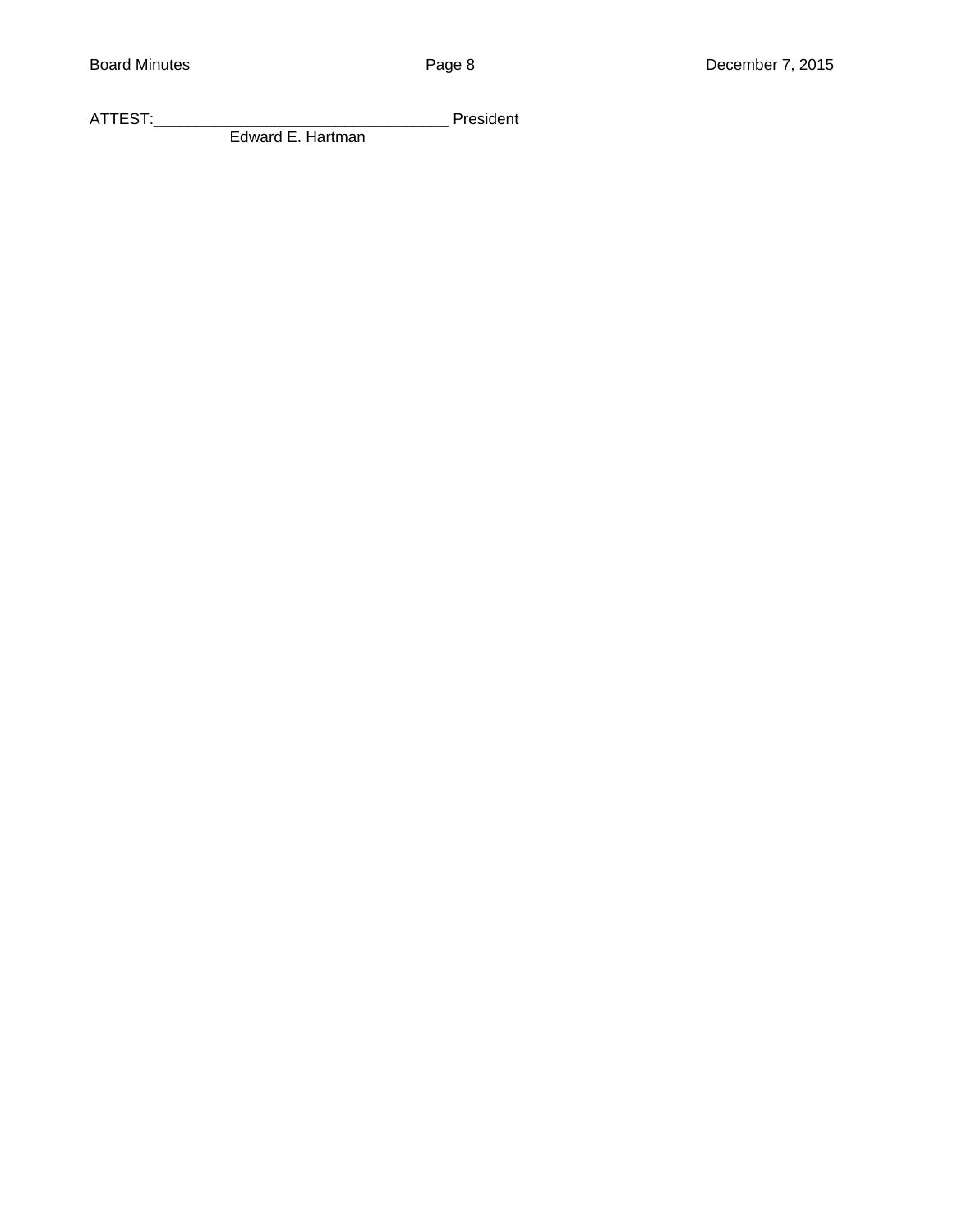ATTEST:_________________________________ President
Edward E. Hartman